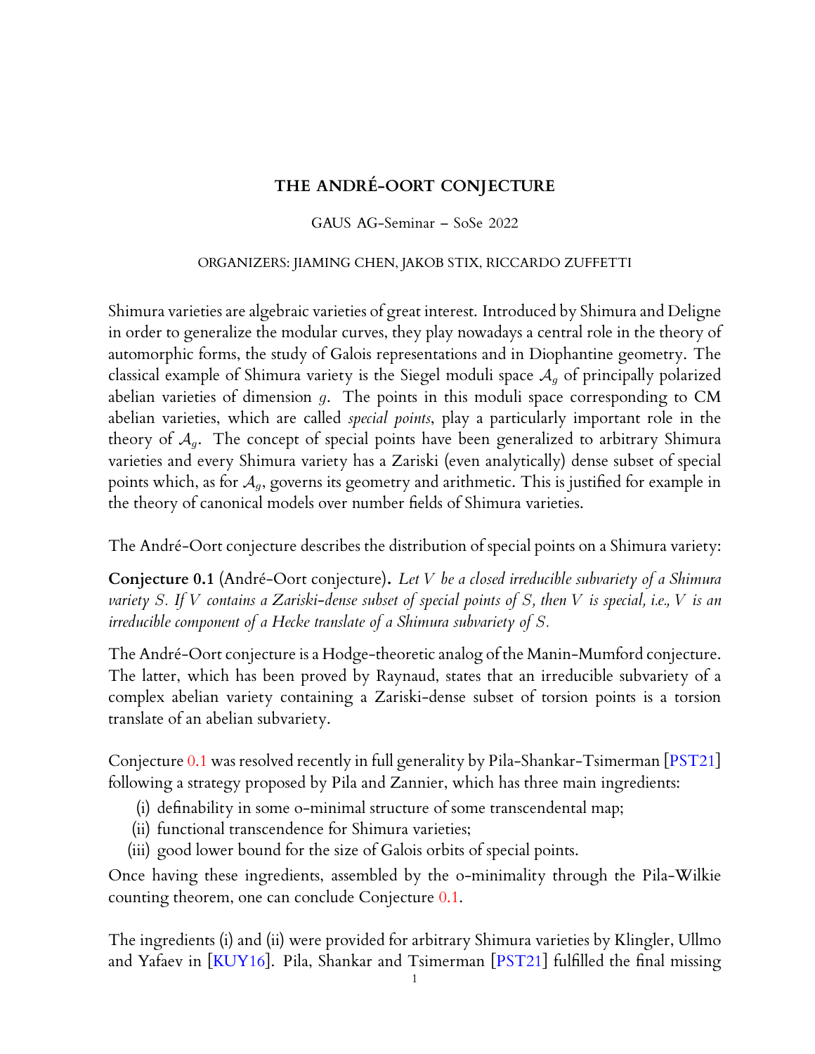# THE ANDRÉ-OORT CONJECTURE

GAUS AG-Seminar – SoSe 2022

ORGANIZERS: JIAMING CHEN, JAKOB STIX, RICCARDO ZUFFETTI

Shimura varieties are algebraic varieties of great interest. Introduced by Shimura and Deligne in order to generalize the modular curves, they play nowadays a central role in the theory of automorphic forms, the study of Galois representations and in Diophantine geometry. The classical example of Shimura variety is the Siegel moduli space $\mathcal{A}_g$ of principally polarized abelian varieties of dimension $g$. The points in this moduli space corresponding to CM abelian varieties, which are called *special points*, play a particularly important role in the theory of $\mathcal{A}_g$. The concept of special points have been generalized to arbitrary Shimura varieties and every Shimura variety has a Zariski (even analytically) dense subset of special points which, as for $\mathcal{A}_g$, governs its geometry and arithmetic. This is justified for example in the theory of canonical models over number fields of Shimura varieties.

The André-Oort conjecture describes the distribution of special points on a Shimura variety:

**Conjecture 0.1** (André-Oort conjecture)**.** *Let $V$ be a closed irreducible subvariety of a Shimura variety $S$. If $V$ contains a Zariski-dense subset of special points of $S$, then $V$ is special, i.e., $V$ is an irreducible component of a Hecke translate of a Shimura subvariety of $S$.*

The André-Oort conjecture is a Hodge-theoretic analog of the Manin-Mumford conjecture. The latter, which has been proved by Raynaud, states that an irreducible subvariety of a complex abelian variety containing a Zariski-dense subset of torsion points is a torsion translate of an abelian subvariety.

Conjecture 0.1 was resolved recently in full generality by Pila-Shankar-Tsimerman [PST21] following a strategy proposed by Pila and Zannier, which has three main ingredients:

(i) definability in some o-minimal structure of some transcendental map;
(ii) functional transcendence for Shimura varieties;
(iii) good lower bound for the size of Galois orbits of special points.

Once having these ingredients, assembled by the o-minimality through the Pila-Wilkie counting theorem, one can conclude Conjecture 0.1.

The ingredients (i) and (ii) were provided for arbitrary Shimura varieties by Klingler, Ullmo and Yafaev in [KUY16]. Pila, Shankar and Tsimerman [PST21] fulfilled the final missing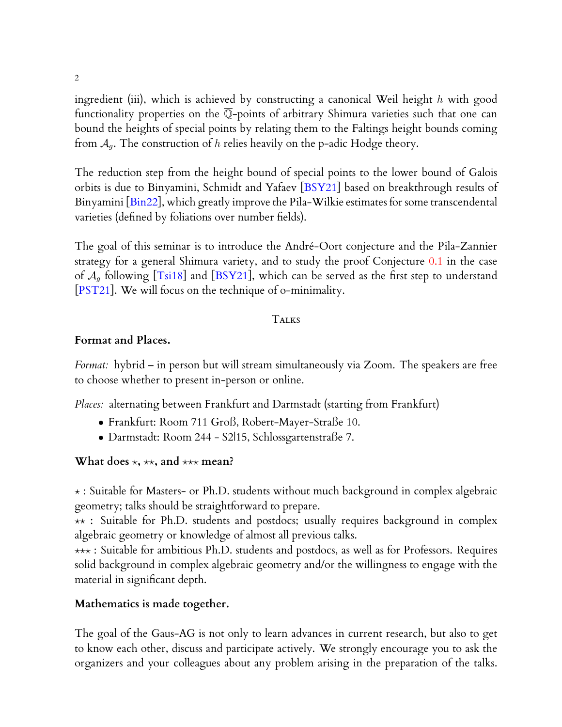ingredient (iii), which is achieved by constructing a canonical Weil height $h$ with good functionality properties on the $\overline{\mathbb{Q}}$-points of arbitrary Shimura varieties such that one can bound the heights of special points by relating them to the Faltings height bounds coming from $\mathcal{A}_g$. The construction of $h$ relies heavily on the p-adic Hodge theory.

The reduction step from the height bound of special points to the lower bound of Galois orbits is due to Binyamini, Schmidt and Yafaev [BSY21] based on breakthrough results of Binyamini [Bin22], which greatly improve the Pila-Wilkie estimates for some transcendental varieties (defined by foliations over number fields).

The goal of this seminar is to introduce the André-Oort conjecture and the Pila-Zannier strategy for a general Shimura variety, and to study the proof Conjecture 0.1 in the case of $\mathcal{A}_g$ following [Tsi18] and [BSY21], which can be served as the first step to understand [PST21]. We will focus on the technique of o-minimality.

## Talks

### Format and Places.

*Format:* hybrid – in person but will stream simultaneously via Zoom. The speakers are free to choose whether to present in-person or online.

*Places:* alternating between Frankfurt and Darmstadt (starting from Frankfurt)

- Frankfurt: Room 711 Groß, Robert-Mayer-Straße 10.
- Darmstadt: Room 244 - S2|15, Schlossgartenstraße 7.

### What does $\star$, $\star\star$, and $\star\star\star$ mean?

$\star$ : Suitable for Masters- or Ph.D. students without much background in complex algebraic geometry; talks should be straightforward to prepare.
$\star\star$ : Suitable for Ph.D. students and postdocs; usually requires background in complex algebraic geometry or knowledge of almost all previous talks.
$\star\star\star$ : Suitable for ambitious Ph.D. students and postdocs, as well as for Professors. Requires solid background in complex algebraic geometry and/or the willingness to engage with the material in significant depth.

### Mathematics is made together.

The goal of the Gaus-AG is not only to learn advances in current research, but also to get to know each other, discuss and participate actively. We strongly encourage you to ask the organizers and your colleagues about any problem arising in the preparation of the talks.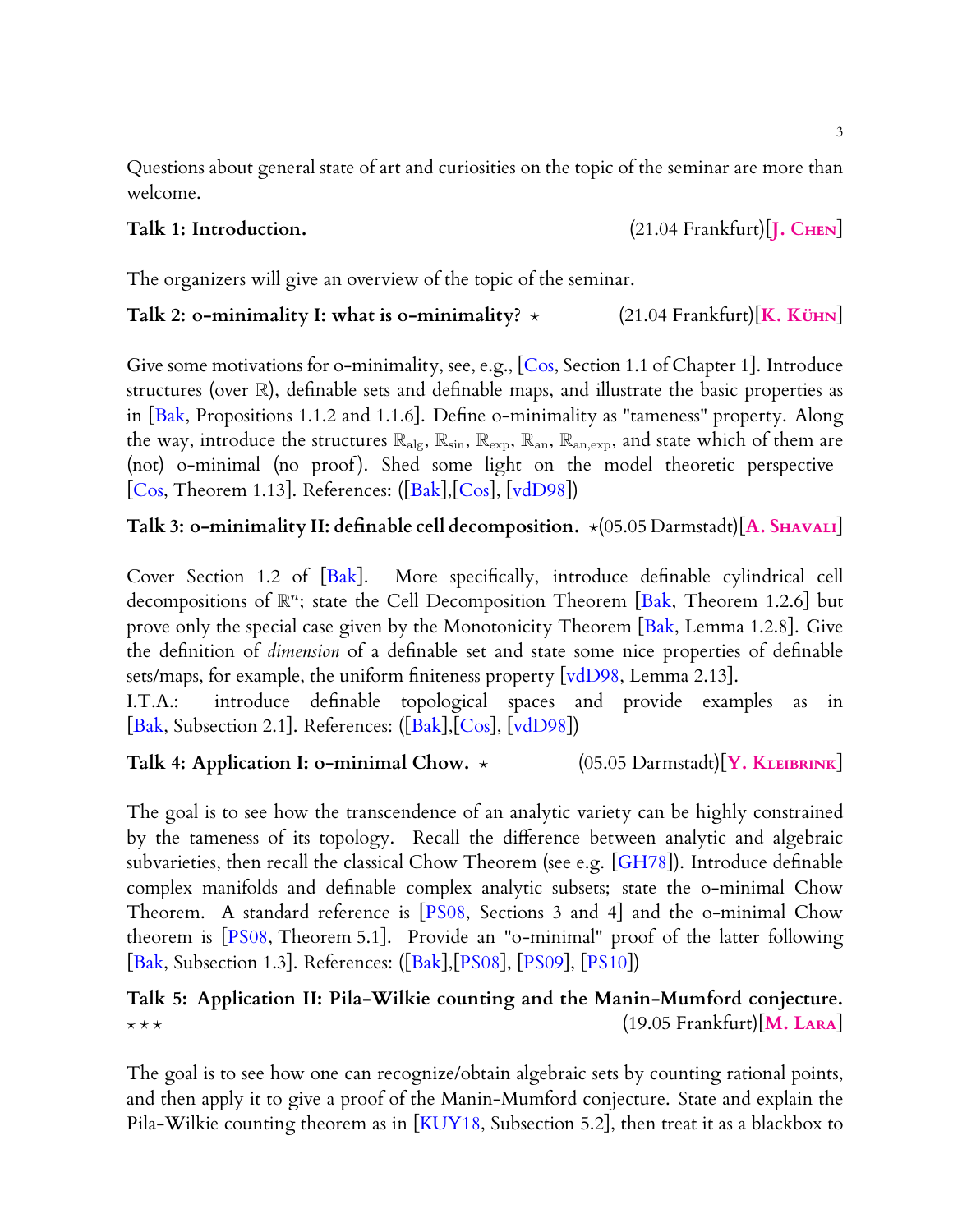Questions about general state of art and curiosities on the topic of the seminar are more than welcome.

**Talk 1: Introduction.** (21.04 Frankfurt)[J. Chen]

The organizers will give an overview of the topic of the seminar.

**Talk 2: o-minimality I: what is o-minimality?** ⋆ (21.04 Frankfurt)[K. Kühn]

Give some motivations for o-minimality, see, e.g., [Cos, Section 1.1 of Chapter 1]. Introduce structures (over $\mathbb{R}$), definable sets and definable maps, and illustrate the basic properties as in [Bak, Propositions 1.1.2 and 1.1.6]. Define o-minimality as "tameness" property. Along the way, introduce the structures $\mathbb{R}_{\text{alg}}$, $\mathbb{R}_{\sin}$, $\mathbb{R}_{\exp}$, $\mathbb{R}_{\text{an}}$, $\mathbb{R}_{\text{an,exp}}$, and state which of them are (not) o-minimal (no proof). Shed some light on the model theoretic perspective [Cos, Theorem 1.13]. References: ([Bak],[Cos], [vdD98])

**Talk 3: o-minimality II: definable cell decomposition.** ⋆(05.05 Darmstadt)[A. Shavali]

Cover Section 1.2 of [Bak]. More specifically, introduce definable cylindrical cell decompositions of $\mathbb{R}^n$; state the Cell Decomposition Theorem [Bak, Theorem 1.2.6] but prove only the special case given by the Monotonicity Theorem [Bak, Lemma 1.2.8]. Give the definition of *dimension* of a definable set and state some nice properties of definable sets/maps, for example, the uniform finiteness property [vdD98, Lemma 2.13].
I.T.A.: introduce definable topological spaces and provide examples as in [Bak, Subsection 2.1]. References: ([Bak],[Cos], [vdD98])

**Talk 4: Application I: o-minimal Chow.** ⋆ (05.05 Darmstadt)[Y. Kleibrink]

The goal is to see how the transcendence of an analytic variety can be highly constrained by the tameness of its topology. Recall the difference between analytic and algebraic subvarieties, then recall the classical Chow Theorem (see e.g. [GH78]). Introduce definable complex manifolds and definable complex analytic subsets; state the o-minimal Chow Theorem. A standard reference is [PS08, Sections 3 and 4] and the o-minimal Chow theorem is [PS08, Theorem 5.1]. Provide an "o-minimal" proof of the latter following [Bak, Subsection 1.3]. References: ([Bak],[PS08], [PS09], [PS10])

**Talk 5: Application II: Pila-Wilkie counting and the Manin-Mumford conjecture.** ⋆ ⋆ ⋆ (19.05 Frankfurt)[M. Lara]

The goal is to see how one can recognize/obtain algebraic sets by counting rational points, and then apply it to give a proof of the Manin-Mumford conjecture. State and explain the Pila-Wilkie counting theorem as in [KUY18, Subsection 5.2], then treat it as a blackbox to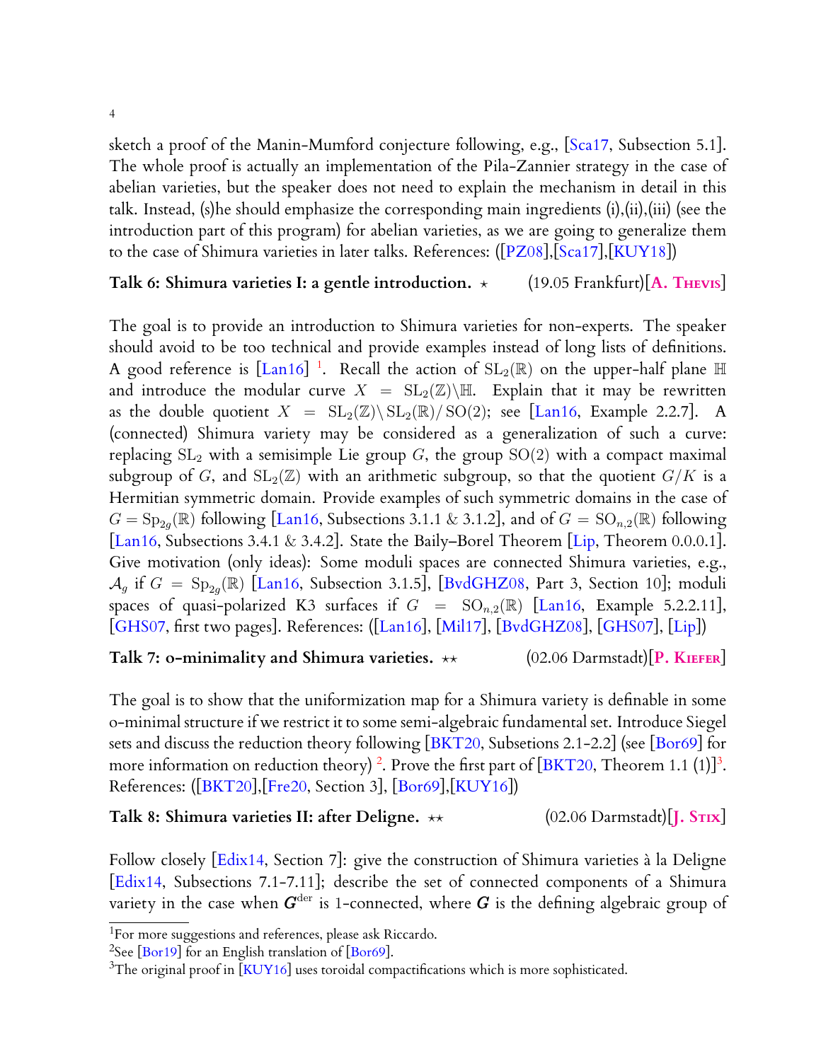sketch a proof of the Manin-Mumford conjecture following, e.g., [Sca17, Subsection 5.1]. The whole proof is actually an implementation of the Pila-Zannier strategy in the case of abelian varieties, but the speaker does not need to explain the mechanism in detail in this talk. Instead, (s)he should emphasize the corresponding main ingredients (i),(ii),(iii) (see the introduction part of this program) for abelian varieties, as we are going to generalize them to the case of Shimura varieties in later talks. References: ([PZ08],[Sca17],[KUY18])

**Talk 6: Shimura varieties I: a gentle introduction.** $\star$ (19.05 Frankfurt)[A. Thevis]

The goal is to provide an introduction to Shimura varieties for non-experts. The speaker should avoid to be too technical and provide examples instead of long lists of definitions. A good reference is [Lan16] [1]. Recall the action of $\mathrm{SL}_2(\mathbb{R})$ on the upper-half plane $\mathbb{H}$ and introduce the modular curve $X = \mathrm{SL}_2(\mathbb{Z})\backslash\mathbb{H}$. Explain that it may be rewritten as the double quotient $X = \mathrm{SL}_2(\mathbb{Z})\backslash\mathrm{SL}_2(\mathbb{R})/\mathrm{SO}(2)$; see [Lan16, Example 2.2.7]. A (connected) Shimura variety may be considered as a generalization of such a curve: replacing $\mathrm{SL}_2$ with a semisimple Lie group $G$, the group $\mathrm{SO}(2)$ with a compact maximal subgroup of $G$, and $\mathrm{SL}_2(\mathbb{Z})$ with an arithmetic subgroup, so that the quotient $G/K$ is a Hermitian symmetric domain. Provide examples of such symmetric domains in the case of $G = \mathrm{Sp}_{2g}(\mathbb{R})$ following [Lan16, Subsections 3.1.1 & 3.1.2], and of $G = \mathrm{SO}_{n,2}(\mathbb{R})$ following [Lan16, Subsections 3.4.1 & 3.4.2]. State the Baily–Borel Theorem [Lip, Theorem 0.0.0.1]. Give motivation (only ideas): Some moduli spaces are connected Shimura varieties, e.g., $\mathcal{A}_g$ if $G = \mathrm{Sp}_{2g}(\mathbb{R})$ [Lan16, Subsection 3.1.5], [BvdGHZ08, Part 3, Section 10]; moduli spaces of quasi-polarized K3 surfaces if $G = \mathrm{SO}_{n,2}(\mathbb{R})$ [Lan16, Example 5.2.2.11], [GHS07, first two pages]. References: ([Lan16], [Mil17], [BvdGHZ08], [GHS07], [Lip])

**Talk 7: o-minimality and Shimura varieties.** $\star\star$ (02.06 Darmstadt)[P. Kiefer]

The goal is to show that the uniformization map for a Shimura variety is definable in some o-minimal structure if we restrict it to some semi-algebraic fundamental set. Introduce Siegel sets and discuss the reduction theory following [BKT20, Subsetions 2.1-2.2] (see [Bor69] for more information on reduction theory) [2]. Prove the first part of [BKT20, Theorem 1.1 (1)][3]. References: ([BKT20],[Fre20, Section 3], [Bor69],[KUY16])

**Talk 8: Shimura varieties II: after Deligne.** $\star\star$ (02.06 Darmstadt)[J. Stix]

Follow closely [Edix14, Section 7]: give the construction of Shimura varieties à la Deligne [Edix14, Subsections 7.1-7.11]; describe the set of connected components of a Shimura variety in the case when $\boldsymbol{G}^{\mathrm{der}}$ is 1-connected, where $\boldsymbol{G}$ is the defining algebraic group of

[1] For more suggestions and references, please ask Riccardo.

[2] See [Bor19] for an English translation of [Bor69].

[3] The original proof in [KUY16] uses toroidal compactifications which is more sophisticated.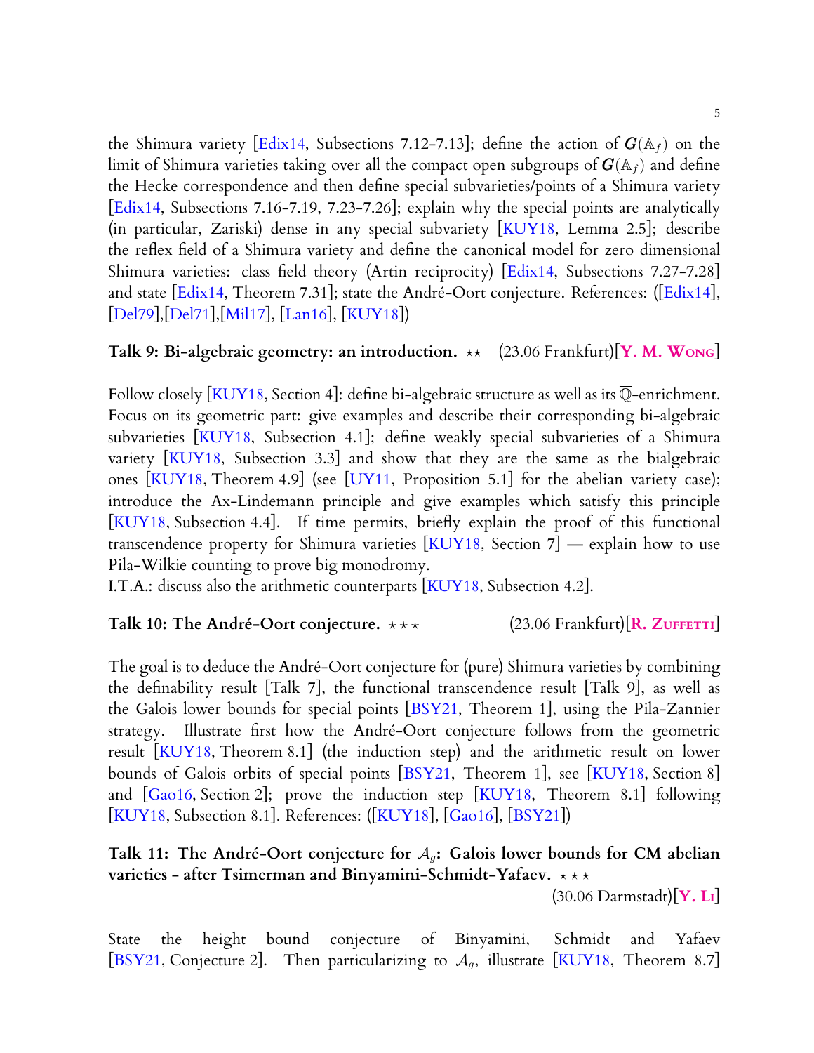the Shimura variety [Edix14, Subsections 7.12-7.13]; define the action of $\boldsymbol{G}(\mathbb{A}_f)$ on the limit of Shimura varieties taking over all the compact open subgroups of $\boldsymbol{G}(\mathbb{A}_f)$ and define the Hecke correspondence and then define special subvarieties/points of a Shimura variety [Edix14, Subsections 7.16-7.19, 7.23-7.26]; explain why the special points are analytically (in particular, Zariski) dense in any special subvariety [KUY18, Lemma 2.5]; describe the reflex field of a Shimura variety and define the canonical model for zero dimensional Shimura varieties: class field theory (Artin reciprocity) [Edix14, Subsections 7.27-7.28] and state [Edix14, Theorem 7.31]; state the André-Oort conjecture. References: ([Edix14], [Del79],[Del71],[Mil17], [Lan16], [KUY18])

**Talk 9: Bi-algebraic geometry: an introduction.** ⋆⋆ (23.06 Frankfurt)[**Y. M. Wong**]

Follow closely [KUY18, Section 4]: define bi-algebraic structure as well as its $\overline{\mathbb{Q}}$-enrichment. Focus on its geometric part: give examples and describe their corresponding bi-algebraic subvarieties [KUY18, Subsection 4.1]; define weakly special subvarieties of a Shimura variety [KUY18, Subsection 3.3] and show that they are the same as the bialgebraic ones [KUY18, Theorem 4.9] (see [UY11, Proposition 5.1] for the abelian variety case); introduce the Ax-Lindemann principle and give examples which satisfy this principle [KUY18, Subsection 4.4]. If time permits, briefly explain the proof of this functional transcendence property for Shimura varieties [KUY18, Section 7] — explain how to use Pila-Wilkie counting to prove big monodromy.
I.T.A.: discuss also the arithmetic counterparts [KUY18, Subsection 4.2].

**Talk 10: The André-Oort conjecture.** ⋆⋆⋆ (23.06 Frankfurt)[**R. Zuffetti**]

The goal is to deduce the André-Oort conjecture for (pure) Shimura varieties by combining the definability result [Talk 7], the functional transcendence result [Talk 9], as well as the Galois lower bounds for special points [BSY21, Theorem 1], using the Pila-Zannier strategy. Illustrate first how the André-Oort conjecture follows from the geometric result [KUY18, Theorem 8.1] (the induction step) and the arithmetic result on lower bounds of Galois orbits of special points [BSY21, Theorem 1], see [KUY18, Section 8] and [Gao16, Section 2]; prove the induction step [KUY18, Theorem 8.1] following [KUY18, Subsection 8.1]. References: ([KUY18], [Gao16], [BSY21])

**Talk 11: The André-Oort conjecture for $\mathcal{A}_g$: Galois lower bounds for CM abelian varieties - after Tsimerman and Binyamini-Schmidt-Yafaev.** ⋆⋆⋆
(30.06 Darmstadt)[**Y. Li**]

State the height bound conjecture of Binyamini, Schmidt and Yafaev [BSY21, Conjecture 2]. Then particularizing to $\mathcal{A}_g$, illustrate [KUY18, Theorem 8.7]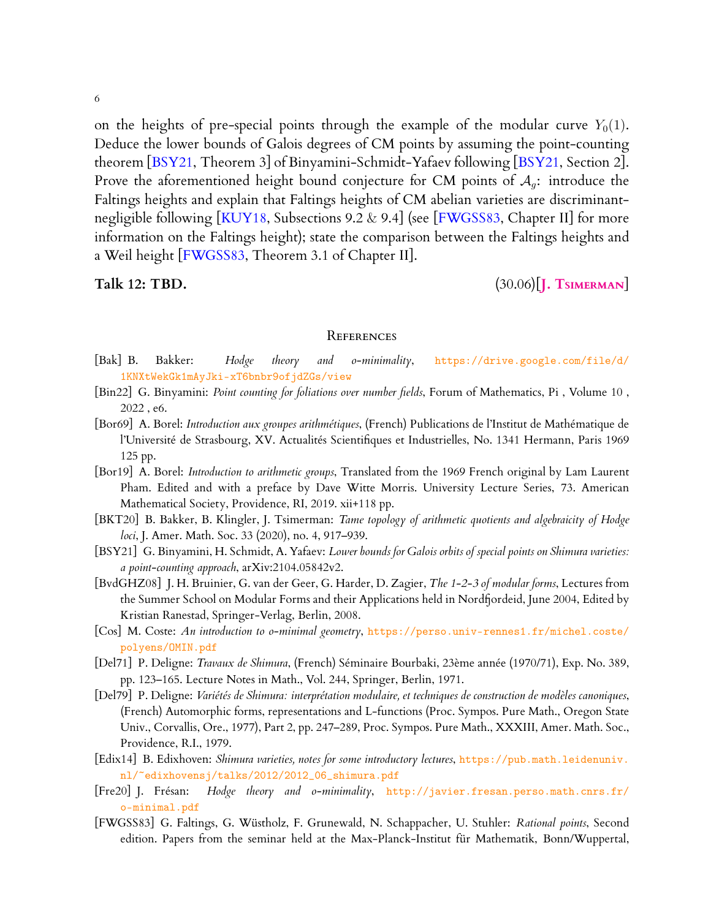on the heights of pre-special points through the example of the modular curve $Y_0(1)$. Deduce the lower bounds of Galois degrees of CM points by assuming the point-counting theorem [BSY21, Theorem 3] of Binyamini-Schmidt-Yafaev following [BSY21, Section 2]. Prove the aforementioned height bound conjecture for CM points of $\mathcal{A}_g$: introduce the Faltings heights and explain that Faltings heights of CM abelian varieties are discriminant-negligible following [KUY18, Subsections 9.2 & 9.4] (see [FWGSS83, Chapter II] for more information on the Faltings height); state the comparison between the Faltings heights and a Weil height [FWGSS83, Theorem 3.1 of Chapter II].

**Talk 12: TBD.** (30.06)[**J. Tsimerman**]

## References

[Bak] B. Bakker: *Hodge theory and o-minimality*, https://drive.google.com/file/d/1KNXtWekGk1mAyJki-xT6bnbr9ofjdZGs/view

[Bin22] G. Binyamini: *Point counting for foliations over number fields*, Forum of Mathematics, Pi , Volume 10 , 2022 , e6.

[Bor69] A. Borel: *Introduction aux groupes arithmétiques*, (French) Publications de l'Institut de Mathématique de l'Université de Strasbourg, XV. Actualités Scientifiques et Industrielles, No. 1341 Hermann, Paris 1969 125 pp.

[Bor19] A. Borel: *Introduction to arithmetic groups*, Translated from the 1969 French original by Lam Laurent Pham. Edited and with a preface by Dave Witte Morris. University Lecture Series, 73. American Mathematical Society, Providence, RI, 2019. xii+118 pp.

[BKT20] B. Bakker, B. Klingler, J. Tsimerman: *Tame topology of arithmetic quotients and algebraicity of Hodge loci*, J. Amer. Math. Soc. 33 (2020), no. 4, 917–939.

[BSY21] G. Binyamini, H. Schmidt, A. Yafaev: *Lower bounds for Galois orbits of special points on Shimura varieties: a point-counting approach*, arXiv:2104.05842v2.

[BvdGHZ08] J. H. Bruinier, G. van der Geer, G. Harder, D. Zagier, *The 1-2-3 of modular forms*, Lectures from the Summer School on Modular Forms and their Applications held in Nordfjordeid, June 2004, Edited by Kristian Ranestad, Springer-Verlag, Berlin, 2008.

[Cos] M. Coste: *An introduction to o-minimal geometry*, https://perso.univ-rennes1.fr/michel.coste/polyens/OMIN.pdf

[Del71] P. Deligne: *Travaux de Shimura*, (French) Séminaire Bourbaki, 23ème année (1970/71), Exp. No. 389, pp. 123–165. Lecture Notes in Math., Vol. 244, Springer, Berlin, 1971.

[Del79] P. Deligne: *Variétés de Shimura: interprétation modulaire, et techniques de construction de modèles canoniques*, (French) Automorphic forms, representations and L-functions (Proc. Sympos. Pure Math., Oregon State Univ., Corvallis, Ore., 1977), Part 2, pp. 247–289, Proc. Sympos. Pure Math., XXXIII, Amer. Math. Soc., Providence, R.I., 1979.

[Edix14] B. Edixhoven: *Shimura varieties, notes for some introductory lectures*, https://pub.math.leidenuniv.nl/~edixhovensj/talks/2012/2012_06_shimura.pdf

[Fre20] J. Frésan: *Hodge theory and o-minimality*, http://javier.fresan.perso.math.cnrs.fr/o-minimal.pdf

[FWGSS83] G. Faltings, G. Wüstholz, F. Grunewald, N. Schappacher, U. Stuhler: *Rational points*, Second edition. Papers from the seminar held at the Max-Planck-Institut für Mathematik, Bonn/Wuppertal,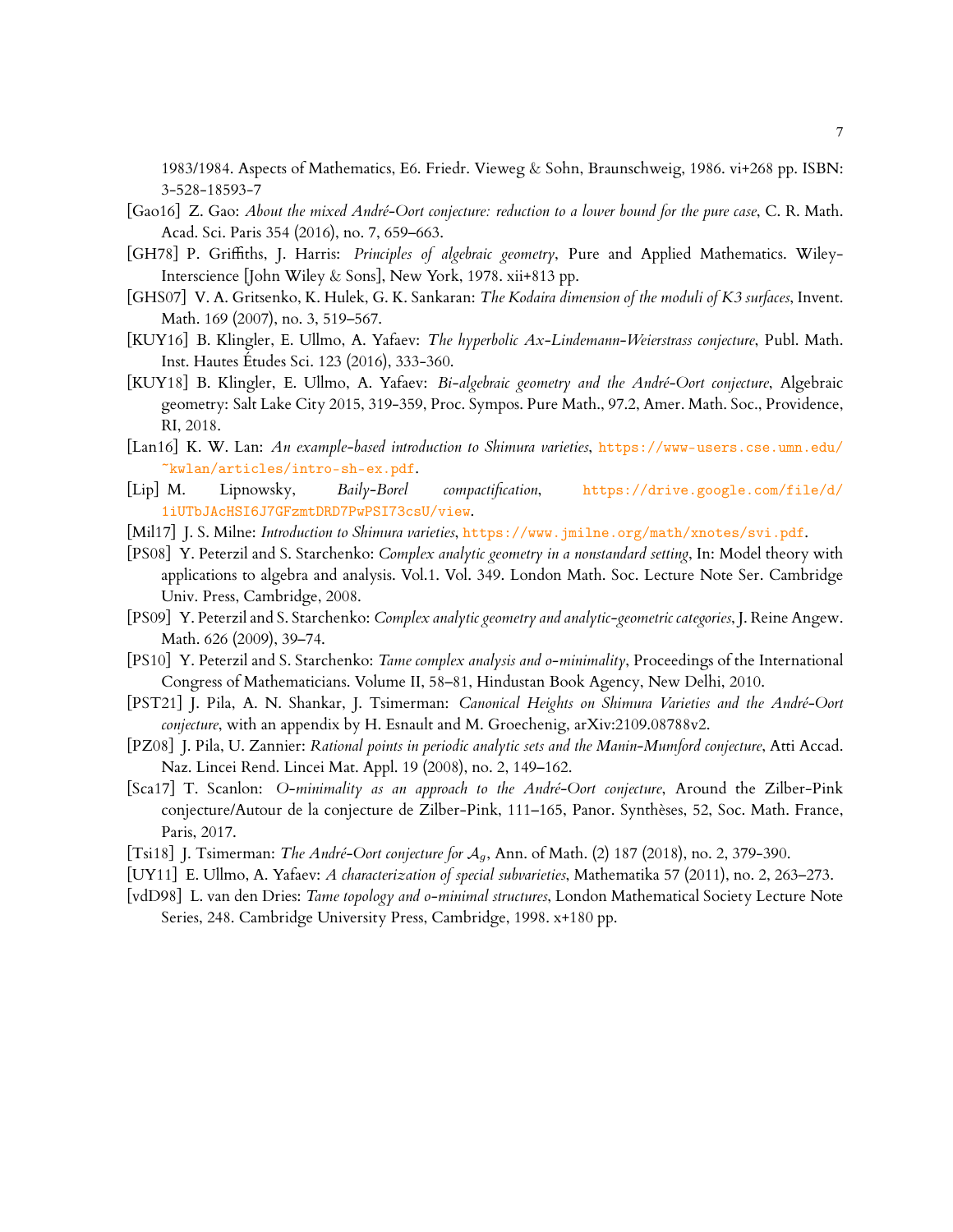1983/1984. Aspects of Mathematics, E6. Friedr. Vieweg & Sohn, Braunschweig, 1986. vi+268 pp. ISBN: 3-528-18593-7

[Gao16] Z. Gao: *About the mixed André-Oort conjecture: reduction to a lower bound for the pure case*, C. R. Math. Acad. Sci. Paris 354 (2016), no. 7, 659–663.

[GH78] P. Griffiths, J. Harris: *Principles of algebraic geometry*, Pure and Applied Mathematics. Wiley-Interscience [John Wiley & Sons], New York, 1978. xii+813 pp.

[GHS07] V. A. Gritsenko, K. Hulek, G. K. Sankaran: *The Kodaira dimension of the moduli of K3 surfaces*, Invent. Math. 169 (2007), no. 3, 519–567.

[KUY16] B. Klingler, E. Ullmo, A. Yafaev: *The hyperbolic Ax-Lindemann-Weierstrass conjecture*, Publ. Math. Inst. Hautes Études Sci. 123 (2016), 333-360.

[KUY18] B. Klingler, E. Ullmo, A. Yafaev: *Bi-algebraic geometry and the André-Oort conjecture*, Algebraic geometry: Salt Lake City 2015, 319-359, Proc. Sympos. Pure Math., 97.2, Amer. Math. Soc., Providence, RI, 2018.

[Lan16] K. W. Lan: *An example-based introduction to Shimura varieties*, https://www-users.cse.umn.edu/~kwlan/articles/intro-sh-ex.pdf.

[Lip] M. Lipnowsky, *Baily-Borel compactification*, https://drive.google.com/file/d/1iUTbJAcHSI6J7GFzmtDRD7PwPSI73csU/view.

[Mil17] J. S. Milne: *Introduction to Shimura varieties*, https://www.jmilne.org/math/xnotes/svi.pdf.

[PS08] Y. Peterzil and S. Starchenko: *Complex analytic geometry in a nonstandard setting*, In: Model theory with applications to algebra and analysis. Vol.1. Vol. 349. London Math. Soc. Lecture Note Ser. Cambridge Univ. Press, Cambridge, 2008.

[PS09] Y. Peterzil and S. Starchenko: *Complex analytic geometry and analytic-geometric categories*, J. Reine Angew. Math. 626 (2009), 39–74.

[PS10] Y. Peterzil and S. Starchenko: *Tame complex analysis and o-minimality*, Proceedings of the International Congress of Mathematicians. Volume II, 58–81, Hindustan Book Agency, New Delhi, 2010.

[PST21] J. Pila, A. N. Shankar, J. Tsimerman: *Canonical Heights on Shimura Varieties and the André-Oort conjecture*, with an appendix by H. Esnault and M. Groechenig, arXiv:2109.08788v2.

[PZ08] J. Pila, U. Zannier: *Rational points in periodic analytic sets and the Manin-Mumford conjecture*, Atti Accad. Naz. Lincei Rend. Lincei Mat. Appl. 19 (2008), no. 2, 149–162.

[Sca17] T. Scanlon: *O-minimality as an approach to the André-Oort conjecture*, Around the Zilber-Pink conjecture/Autour de la conjecture de Zilber-Pink, 111–165, Panor. Synthèses, 52, Soc. Math. France, Paris, 2017.

[Tsi18] J. Tsimerman: *The André-Oort conjecture for $\mathcal{A}_g$*, Ann. of Math. (2) 187 (2018), no. 2, 379-390.

[UY11] E. Ullmo, A. Yafaev: *A characterization of special subvarieties*, Mathematika 57 (2011), no. 2, 263–273.

[vdD98] L. van den Dries: *Tame topology and o-minimal structures*, London Mathematical Society Lecture Note Series, 248. Cambridge University Press, Cambridge, 1998. x+180 pp.